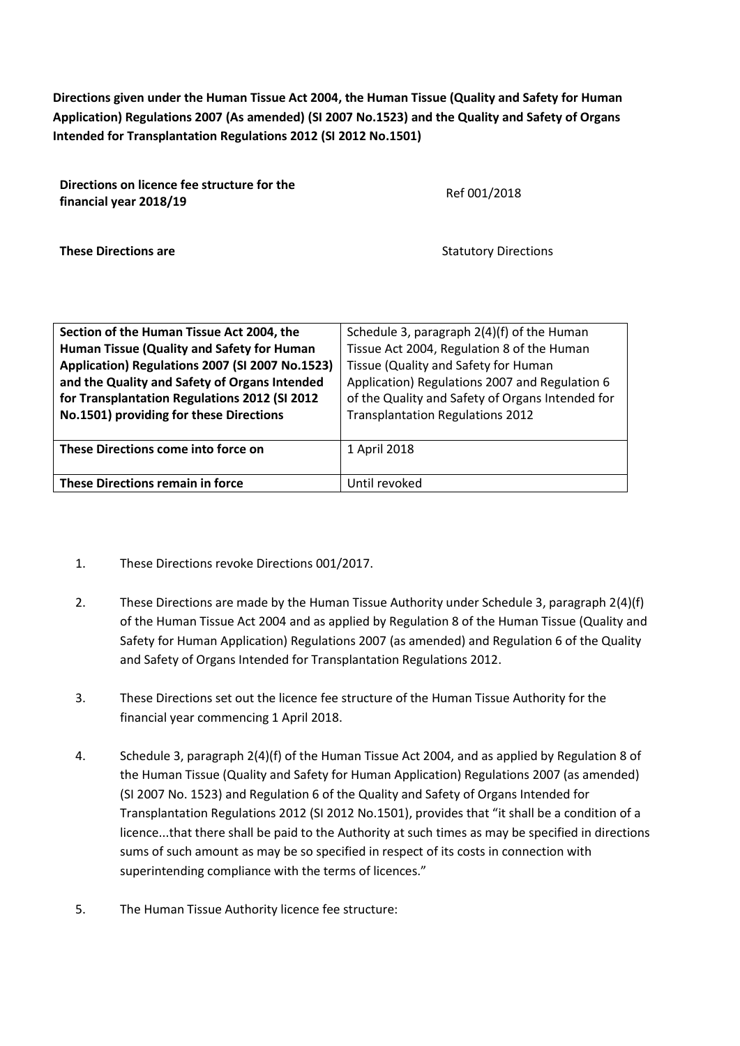**Directions given under the Human Tissue Act 2004, the Human Tissue (Quality and Safety for Human Application) Regulations 2007 (As amended) (SI 2007 No.1523) and the Quality and Safety of Organs Intended for Transplantation Regulations 2012 (SI 2012 No.1501)**

| **Directions on licence fee structure for the financial year 2018/19** | Ref 001/2018 |
|---|---|
| **These Directions are** | Statutory Directions |

| **Section of the Human Tissue Act 2004, the Human Tissue (Quality and Safety for Human Application) Regulations 2007 (SI 2007 No.1523) and the Quality and Safety of Organs Intended for Transplantation Regulations 2012 (SI 2012 No.1501) providing for these Directions** | Schedule 3, paragraph 2(4)(f) of the Human Tissue Act 2004, Regulation 8 of the Human Tissue (Quality and Safety for Human Application) Regulations 2007 and Regulation 6 of the Quality and Safety of Organs Intended for Transplantation Regulations 2012 |
|---|---|
| **These Directions come into force on** | 1 April 2018 |
| **These Directions remain in force** | Until revoked |

1. These Directions revoke Directions 001/2017.

2. These Directions are made by the Human Tissue Authority under Schedule 3, paragraph 2(4)(f) of the Human Tissue Act 2004 and as applied by Regulation 8 of the Human Tissue (Quality and Safety for Human Application) Regulations 2007 (as amended) and Regulation 6 of the Quality and Safety of Organs Intended for Transplantation Regulations 2012.

3. These Directions set out the licence fee structure of the Human Tissue Authority for the financial year commencing 1 April 2018.

4. Schedule 3, paragraph 2(4)(f) of the Human Tissue Act 2004, and as applied by Regulation 8 of the Human Tissue (Quality and Safety for Human Application) Regulations 2007 (as amended) (SI 2007 No. 1523) and Regulation 6 of the Quality and Safety of Organs Intended for Transplantation Regulations 2012 (SI 2012 No.1501), provides that "it shall be a condition of a licence...that there shall be paid to the Authority at such times as may be specified in directions sums of such amount as may be so specified in respect of its costs in connection with superintending compliance with the terms of licences."

5. The Human Tissue Authority licence fee structure: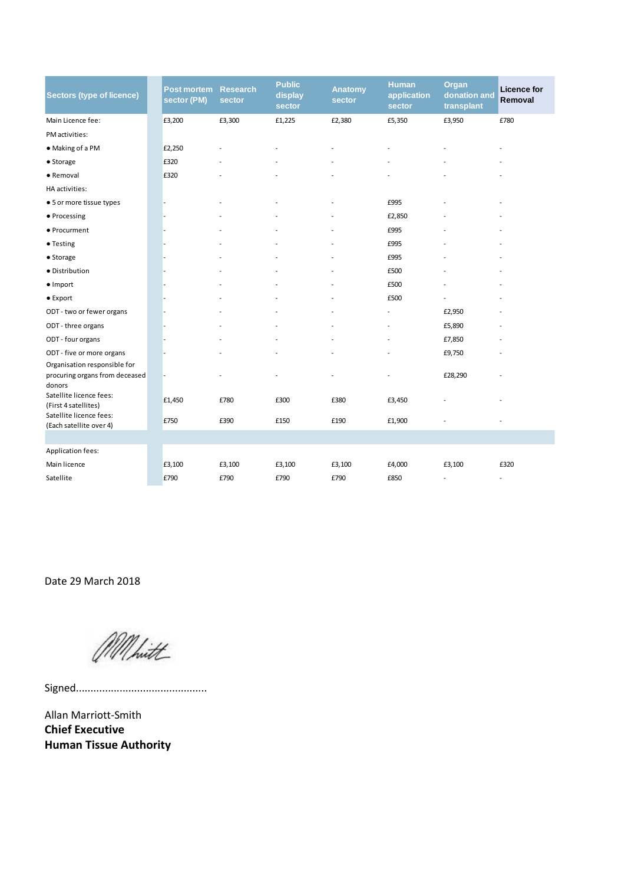| Sectors (type of licence) | Post mortem sector (PM) | Research sector | Public display sector | Anatomy sector | Human application sector | Organ donation and transplant | Licence for Removal |
|---|---|---|---|---|---|---|---|
| Main Licence fee: | £3,200 | £3,300 | £1,225 | £2,380 | £5,350 | £3,950 | £780 |
| PM activities: | | | | | | | |
| ● Making of a PM | £2,250 | - | - | - | - | - | - |
| ● Storage | £320 | - | - | - | - | - | - |
| ● Removal | £320 | - | - | - | - | - | - |
| HA activities: | | | | | | | |
| ● 5 or more tissue types | - | - | - | - | £995 | - | - |
| ● Processing | - | - | - | - | £2,850 | - | - |
| ● Procurment | - | - | - | - | £995 | - | - |
| ● Testing | - | - | - | - | £995 | - | - |
| ● Storage | - | - | - | - | £995 | - | - |
| ● Distribution | - | - | - | - | £500 | - | - |
| ● Import | - | - | - | - | £500 | - | - |
| ● Export | - | - | - | - | £500 | - | - |
| ODT - two or fewer organs | - | - | - | - | - | £2,950 | - |
| ODT - three organs | - | - | - | - | - | £5,890 | - |
| ODT - four organs | - | - | - | - | - | £7,850 | - |
| ODT - five or more organs | - | - | - | - | - | £9,750 | - |
| Organisation responsible for procuring organs from deceased donors | - | - | - | - | - | £28,290 | - |
| Satellite licence fees: (First 4 satellites) | £1,450 | £780 | £300 | £380 | £3,450 | - | - |
| Satellite licence fees: (Each satellite over 4) | £750 | £390 | £150 | £190 | £1,900 | - | - |
| | | | | | | | |
| Application fees: | | | | | | | |
| Main licence | £3,100 | £3,100 | £3,100 | £3,100 | £4,000 | £3,100 | £320 |
| Satellite | £790 | £790 | £790 | £790 | £850 | - | - |

Date 29 March 2018

Signed............................................

Allan Marriott-Smith
**Chief Executive**
**Human Tissue Authority**